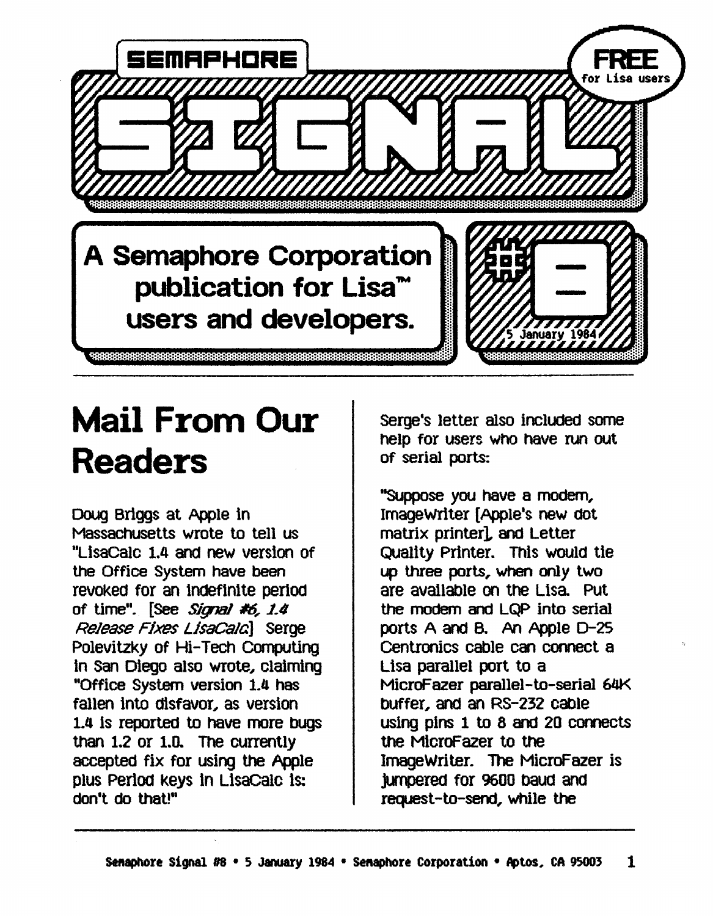# SEMAPHORE SIGNAL

**FREE** for Lisa users

**A Semaphore Corporation publication for Lisa™ users and developers.**

**#8** — 5 January 1984

## Mail From Our Readers

Doug Briggs at Apple in Massachusetts wrote to tell us "LisaCalc 1.4 and new version of the Office System have been revoked for an indefinite period of time". [See *Signal #6, 1.4 Release Fixes LisaCalc*] Serge Polevitzky of Hi-Tech Computing in San Diego also wrote, claiming "Office System version 1.4 has fallen into disfavor, as version 1.4 is reported to have more bugs than 1.2 or 1.0. The currently accepted fix for using the Apple plus Period keys in LisaCalc is: don't do that!"

Serge's letter also included some help for users who have run out of serial ports:

"Suppose you have a modem, ImageWriter [Apple's new dot matrix printer], and Letter Quality Printer. This would tie up three ports, when only two are available on the Lisa. Put the modem and LQP into serial ports A and B. An Apple D-25 Centronics cable can connect a Lisa parallel port to a MicroFazer parallel-to-serial 64K buffer, and an RS-232 cable using pins 1 to 8 and 20 connects the MicroFazer to the ImageWriter. The MicroFazer is jumpered for 9600 baud and request-to-send, while the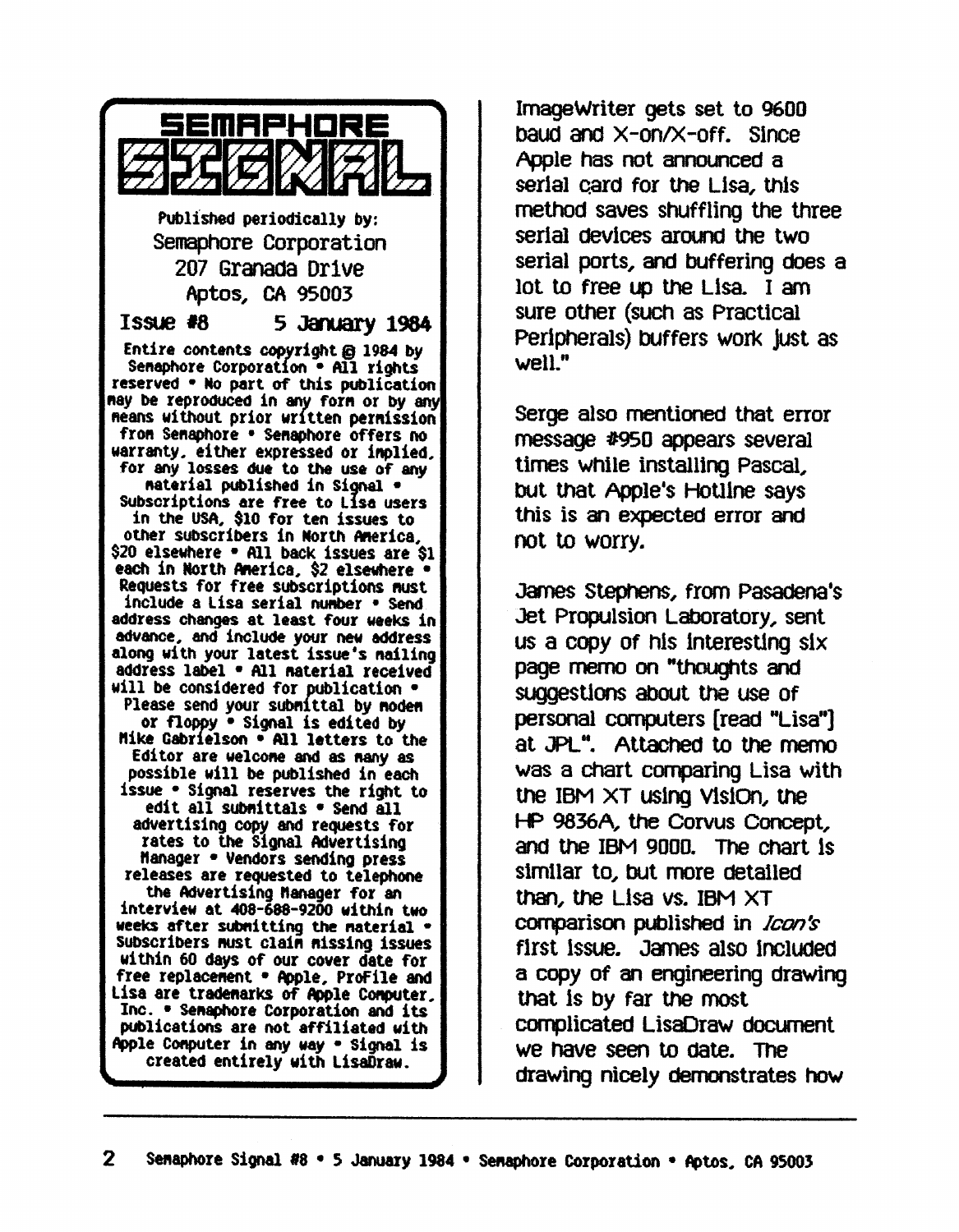# SEMAPHORE SIGNAL

Published periodically by:
Semaphore Corporation
207 Granada Drive
Aptos, CA 95003

**Issue #8 5 January 1984**

Entire contents copyright © 1984 by Semaphore Corporation • All rights reserved • No part of this publication may be reproduced in any form or by any means without prior written permission from Semaphore • Semaphore offers no warranty, either expressed or implied, for any losses due to the use of any material published in Signal • Subscriptions are free to Lisa users in the USA, $10 for ten issues to other subscribers in North America, $20 elsewhere • All back issues are $1 each in North America, $2 elsewhere • Requests for free subscriptions must include a Lisa serial number • Send address changes at least four weeks in advance, and include your new address along with your latest issue's mailing address label • All material received will be considered for publication • Please send your submittal by modem or floppy • Signal is edited by Mike Gabrielson • All letters to the Editor are welcome and as many as possible will be published in each issue • Signal reserves the right to edit all submittals • Send all advertising copy and requests for rates to the Signal Advertising Manager • Vendors sending press releases are requested to telephone the Advertising Manager for an interview at 408-688-9200 within two weeks after submitting the material • Subscribers must claim missing issues within 60 days of our cover date for free replacement • Apple, ProFile and Lisa are trademarks of Apple Computer, Inc. • Semaphore Corporation and its publications are not affiliated with Apple Computer in any way • Signal is created entirely with LisaDraw.

ImageWriter gets set to 9600 baud and X-on/X-off. Since Apple has not announced a serial card for the Lisa, this method saves shuffling the three serial devices around the two serial ports, and buffering does a lot to free up the Lisa. I am sure other (such as Practical Peripherals) buffers work just as well."

Serge also mentioned that error message #950 appears several times while installing Pascal, but that Apple's Hotline says this is an expected error and not to worry.

James Stephens, from Pasadena's Jet Propulsion Laboratory, sent us a copy of his interesting six page memo on "thoughts and suggestions about the use of personal computers [read "Lisa"] at JPL". Attached to the memo was a chart comparing Lisa with the IBM XT using VisiOn, the HP 9836A, the Corvus Concept, and the IBM 9000. The chart is similar to, but more detailed than, the Lisa vs. IBM XT comparison published in *Icon's* first issue. James also included a copy of an engineering drawing that is by far the most complicated LisaDraw document we have seen to date. The drawing nicely demonstrates how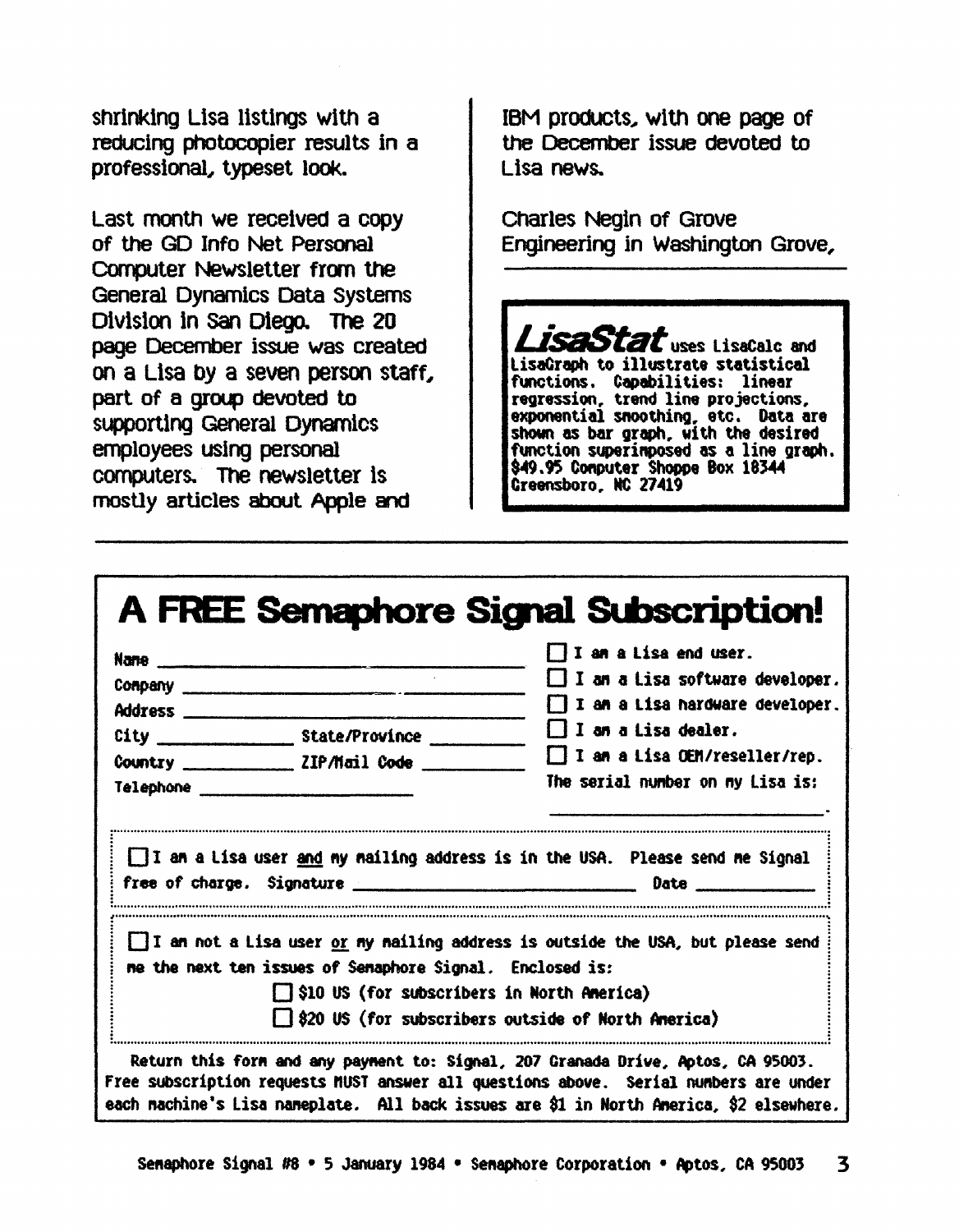shrinking Lisa listings with a reducing photocopier results in a professional, typeset look.

Last month we received a copy of the GD Info Net Personal Computer Newsletter from the General Dynamics Data Systems Division in San Diego. The 20 page December issue was created on a Lisa by a seven person staff, part of a group devoted to supporting General Dynamics employees using personal computers. The newsletter is mostly articles about Apple and IBM products, with one page of the December issue devoted to Lisa news.

Charles Negin of Grove Engineering in Washington Grove,

---

***LisaStat*** uses LisaCalc and LisaGraph to illustrate statistical functions. Capabilities: linear regression, trend line projections, exponential smoothing, etc. Data are shown as bar graph, with the desired function superimposed as a line graph. $49.95 Computer Shoppe Box 18344 Greensboro, NC 27419

---

# A FREE Semaphore Signal Subscription!

Name ______________________________

Company ______________________________

Address ______________________________

City ______________ State/Province __________

Country ___________ ZIP/Mail Code __________

Telephone ______________________

☐ I am a Lisa end user.

☐ I am a Lisa software developer.

☐ I am a Lisa hardware developer.

☐ I am a Lisa dealer.

☐ I am a Lisa OEM/reseller/rep.

The serial number on my Lisa is:

__________________________.

☐ I am a Lisa user <u>and</u> my mailing address is in the USA. Please send me Signal free of charge. Signature ______________________________ Date ____________

☐ I am not a Lisa user <u>or</u> my mailing address is outside the USA, but please send me the next ten issues of Semaphore Signal. Enclosed is:

☐ $10 US (for subscribers in North America)

☐ $20 US (for subscribers outside of North America)

Return this form and any payment to: Signal, 207 Granada Drive, Aptos, CA 95003. Free subscription requests MUST answer all questions above. Serial numbers are under each machine's Lisa nameplate. All back issues are $1 in North America, $2 elsewhere.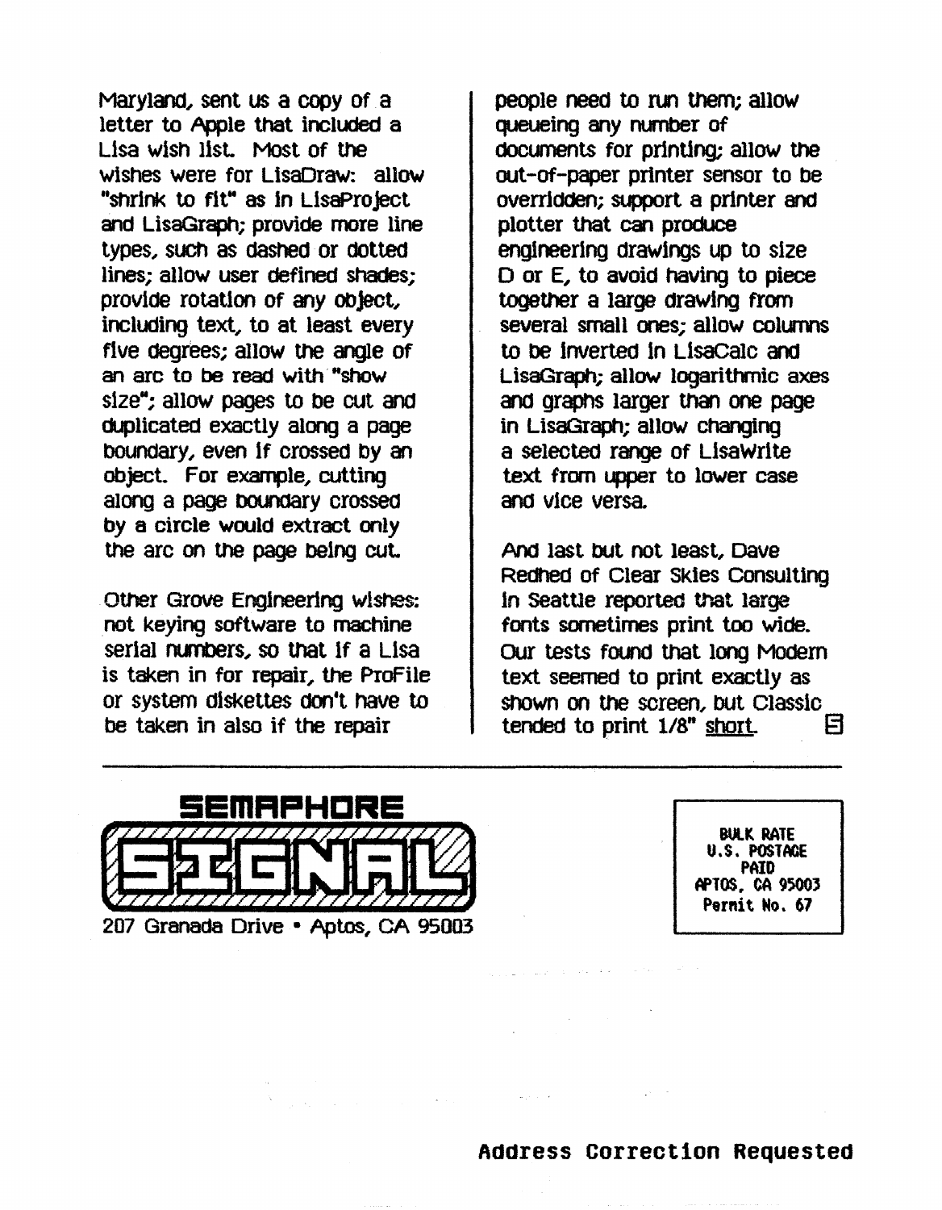Maryland, sent us a copy of a letter to Apple that included a Lisa wish list. Most of the wishes were for LisaDraw: allow "shrink to fit" as in LisaProject and LisaGraph; provide more line types, such as dashed or dotted lines; allow user defined shades; provide rotation of any object, including text, to at least every five degrees; allow the angle of an arc to be read with "show size"; allow pages to be cut and duplicated exactly along a page boundary, even if crossed by an object. For example, cutting along a page boundary crossed by a circle would extract only the arc on the page being cut.

Other Grove Engineering wishes: not keying software to machine serial numbers, so that if a Lisa is taken in for repair, the ProFile or system diskettes don't have to be taken in also if the repair people need to run them; allow queueing any number of documents for printing; allow the out-of-paper printer sensor to be overridden; support a printer and plotter that can produce engineering drawings up to size D or E, to avoid having to piece together a large drawing from several small ones; allow columns to be inverted in LisaCalc and LisaGraph; allow logarithmic axes and graphs larger than one page in LisaGraph; allow changing a selected range of LisaWrite text from upper to lower case and vice versa.

And last but not least, Dave Redhed of Clear Skies Consulting in Seattle reported that large fonts sometimes print too wide. Our tests found that long Modern text seemed to print exactly as shown on the screen, but Classic tended to print 1/8" short.

---

**SEMAPHORE SIGNAL**

207 Granada Drive • Aptos, CA 95003

BULK RATE
U.S. POSTAGE
PAID
APTOS, CA 95003
Permit No. 67

**Address Correction Requested**